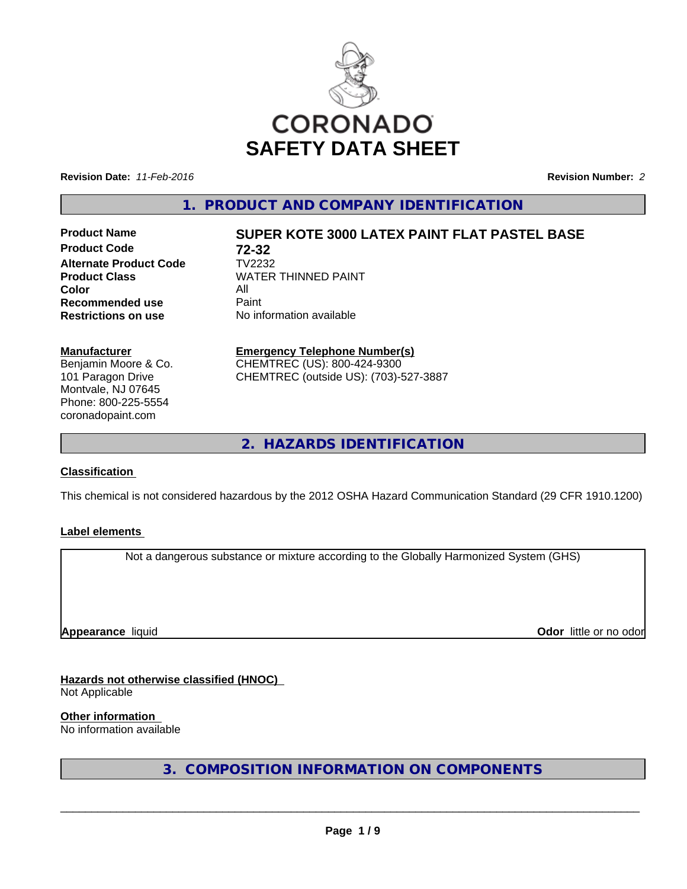CORONADO

# SAFETY DATA SHEET

**Revision Date:** *11-Feb-2016*

**Revision Number:** *2*

## 1. PRODUCT AND COMPANY IDENTIFICATION

| | |
|---|---|
| **Product Name** | **SUPER KOTE 3000 LATEX PAINT FLAT PASTEL BASE** |
| **Product Code** | **72-32** |
| **Alternate Product Code** | TV2232 |
| **Product Class** | WATER THINNED PAINT |
| **Color** | All |
| **Recommended use** | Paint |
| **Restrictions on use** | No information available |

**Manufacturer**
Benjamin Moore & Co.
101 Paragon Drive
Montvale, NJ 07645
Phone: 800-225-5554
coronadopaint.com

**Emergency Telephone Number(s)**
CHEMTREC (US): 800-424-9300
CHEMTREC (outside US): (703)-527-3887

## 2. HAZARDS IDENTIFICATION

**Classification**

This chemical is not considered hazardous by the 2012 OSHA Hazard Communication Standard (29 CFR 1910.1200)

**Label elements**

Not a dangerous substance or mixture according to the Globally Harmonized System (GHS)

**Appearance** liquid

**Odor** little or no odor

**Hazards not otherwise classified (HNOC)**
Not Applicable

**Other information**
No information available

## 3. COMPOSITION INFORMATION ON COMPONENTS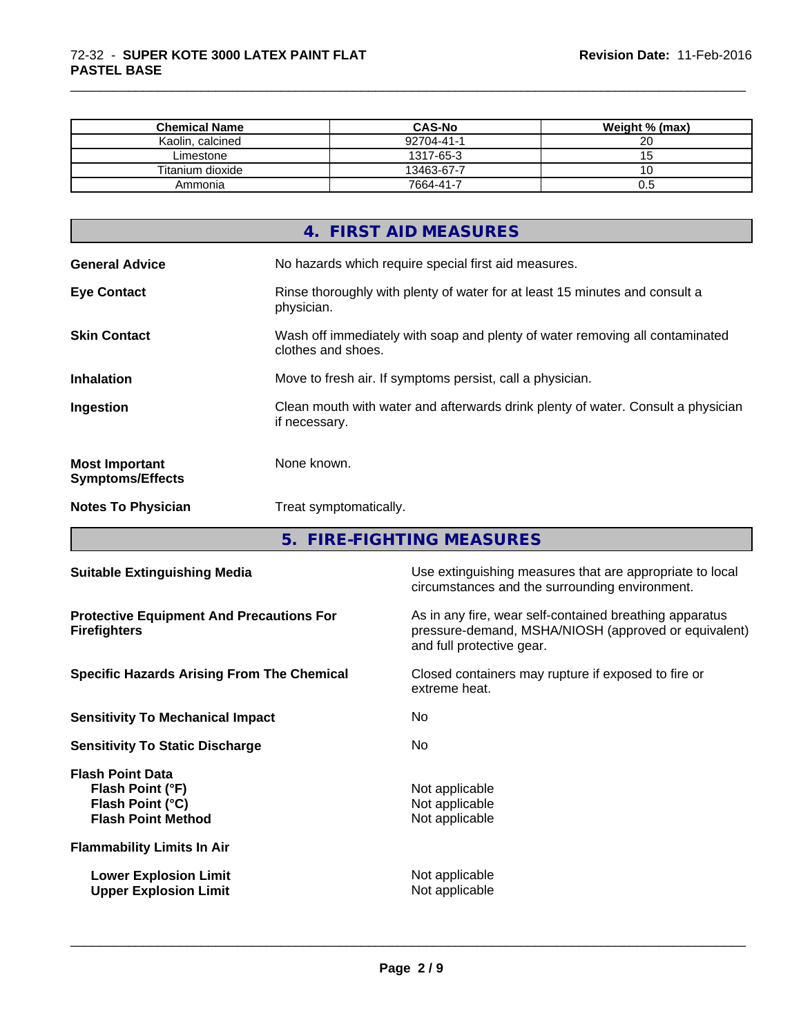| Chemical Name | CAS-No | Weight % (max) |
| --- | --- | --- |
| Kaolin, calcined | 92704-41-1 | 20 |
| Limestone | 1317-65-3 | 15 |
| Titanium dioxide | 13463-67-7 | 10 |
| Ammonia | 7664-41-7 | 0.5 |

## 4. FIRST AID MEASURES

**General Advice**
No hazards which require special first aid measures.

**Eye Contact**
Rinse thoroughly with plenty of water for at least 15 minutes and consult a physician.

**Skin Contact**
Wash off immediately with soap and plenty of water removing all contaminated clothes and shoes.

**Inhalation**
Move to fresh air. If symptoms persist, call a physician.

**Ingestion**
Clean mouth with water and afterwards drink plenty of water. Consult a physician if necessary.

**Most Important Symptoms/Effects**
None known.

**Notes To Physician**
Treat symptomatically.

## 5. FIRE-FIGHTING MEASURES

**Suitable Extinguishing Media**
Use extinguishing measures that are appropriate to local circumstances and the surrounding environment.

**Protective Equipment And Precautions For Firefighters**
As in any fire, wear self-contained breathing apparatus pressure-demand, MSHA/NIOSH (approved or equivalent) and full protective gear.

**Specific Hazards Arising From The Chemical**
Closed containers may rupture if exposed to fire or extreme heat.

**Sensitivity To Mechanical Impact**
No

**Sensitivity To Static Discharge**
No

**Flash Point Data**

- **Flash Point (°F)**: Not applicable
- **Flash Point (°C)**: Not applicable
- **Flash Point Method**: Not applicable

**Flammability Limits In Air**

- **Lower Explosion Limit**: Not applicable
- **Upper Explosion Limit**: Not applicable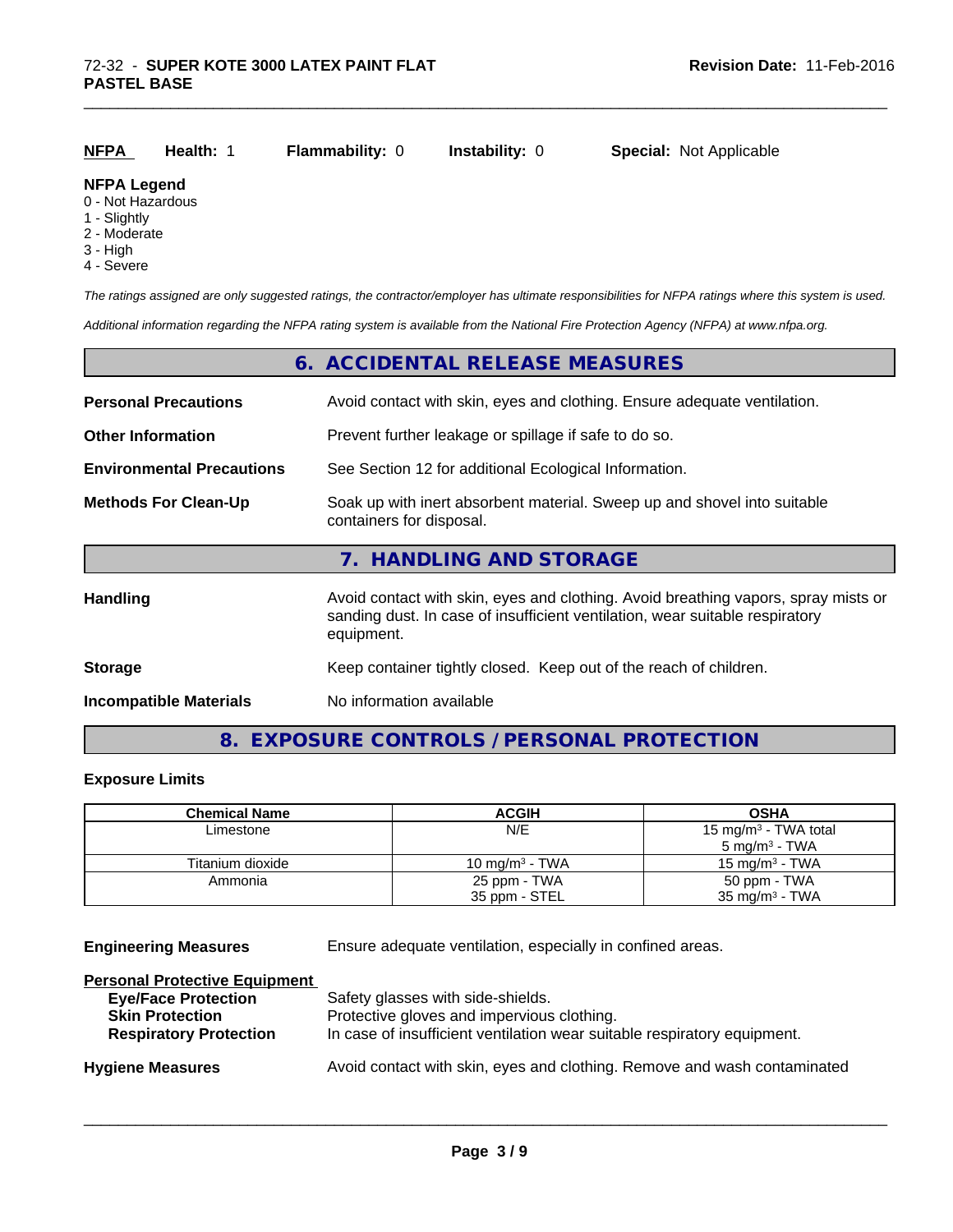| **NFPA** | **Health:** 1 | **Flammability:** 0 | **Instability:** 0 | **Special:** Not Applicable |
|---|---|---|---|---|

**NFPA Legend**
0 - Not Hazardous
1 - Slightly
2 - Moderate
3 - High
4 - Severe

*The ratings assigned are only suggested ratings, the contractor/employer has ultimate responsibilities for NFPA ratings where this system is used.*

*Additional information regarding the NFPA rating system is available from the National Fire Protection Agency (NFPA) at www.nfpa.org.*

## 6. ACCIDENTAL RELEASE MEASURES

**Personal Precautions** Avoid contact with skin, eyes and clothing. Ensure adequate ventilation.

**Other Information** Prevent further leakage or spillage if safe to do so.

**Environmental Precautions** See Section 12 for additional Ecological Information.

**Methods For Clean-Up** Soak up with inert absorbent material. Sweep up and shovel into suitable containers for disposal.

## 7. HANDLING AND STORAGE

**Handling** Avoid contact with skin, eyes and clothing. Avoid breathing vapors, spray mists or sanding dust. In case of insufficient ventilation, wear suitable respiratory equipment.

**Storage** Keep container tightly closed. Keep out of the reach of children.

**Incompatible Materials** No information available

## 8. EXPOSURE CONTROLS / PERSONAL PROTECTION

**Exposure Limits**

| Chemical Name | ACGIH | OSHA |
|---|---|---|
| Limestone | N/E | 15 mg/m³ - TWA total<br>5 mg/m³ - TWA |
| Titanium dioxide | 10 mg/m³ - TWA | 15 mg/m³ - TWA |
| Ammonia | 25 ppm - TWA<br>35 ppm - STEL | 50 ppm - TWA<br>35 mg/m³ - TWA |

**Engineering Measures** Ensure adequate ventilation, especially in confined areas.

**Personal Protective Equipment**
- **Eye/Face Protection** Safety glasses with side-shields.
- **Skin Protection** Protective gloves and impervious clothing.
- **Respiratory Protection** In case of insufficient ventilation wear suitable respiratory equipment.

**Hygiene Measures** Avoid contact with skin, eyes and clothing. Remove and wash contaminated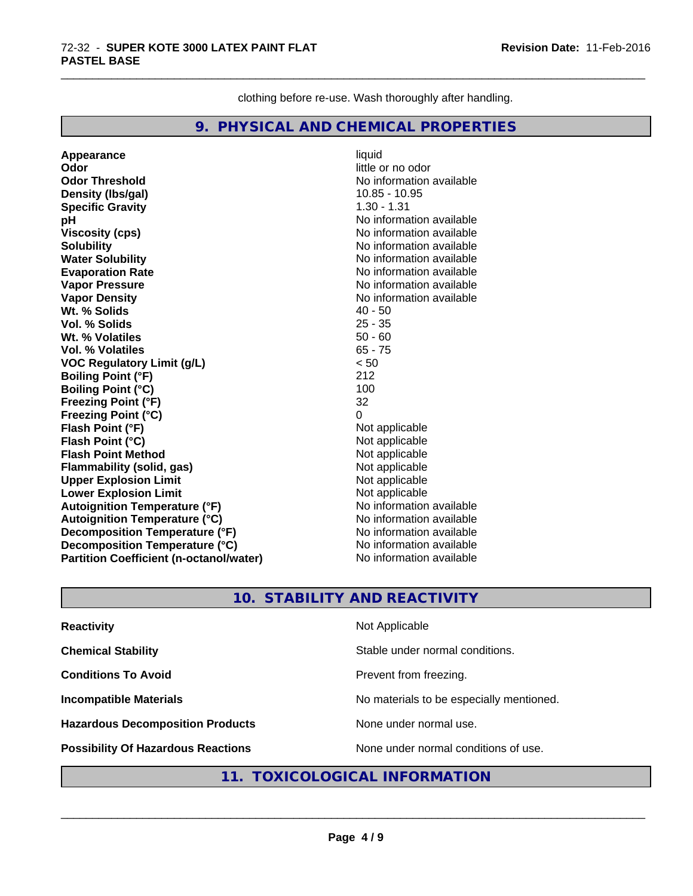clothing before re-use. Wash thoroughly after handling.

## 9. PHYSICAL AND CHEMICAL PROPERTIES

| | |
|---|---|
| **Appearance** | liquid |
| **Odor** | little or no odor |
| **Odor Threshold** | No information available |
| **Density (lbs/gal)** | 10.85 - 10.95 |
| **Specific Gravity** | 1.30 - 1.31 |
| **pH** | No information available |
| **Viscosity (cps)** | No information available |
| **Solubility** | No information available |
| **Water Solubility** | No information available |
| **Evaporation Rate** | No information available |
| **Vapor Pressure** | No information available |
| **Vapor Density** | No information available |
| **Wt. % Solids** | 40 - 50 |
| **Vol. % Solids** | 25 - 35 |
| **Wt. % Volatiles** | 50 - 60 |
| **Vol. % Volatiles** | 65 - 75 |
| **VOC Regulatory Limit (g/L)** | < 50 |
| **Boiling Point (°F)** | 212 |
| **Boiling Point (°C)** | 100 |
| **Freezing Point (°F)** | 32 |
| **Freezing Point (°C)** | 0 |
| **Flash Point (°F)** | Not applicable |
| **Flash Point (°C)** | Not applicable |
| **Flash Point Method** | Not applicable |
| **Flammability (solid, gas)** | Not applicable |
| **Upper Explosion Limit** | Not applicable |
| **Lower Explosion Limit** | Not applicable |
| **Autoignition Temperature (°F)** | No information available |
| **Autoignition Temperature (°C)** | No information available |
| **Decomposition Temperature (°F)** | No information available |
| **Decomposition Temperature (°C)** | No information available |
| **Partition Coefficient (n-octanol/water)** | No information available |

## 10. STABILITY AND REACTIVITY

| | |
|---|---|
| **Reactivity** | Not Applicable |
| **Chemical Stability** | Stable under normal conditions. |
| **Conditions To Avoid** | Prevent from freezing. |
| **Incompatible Materials** | No materials to be especially mentioned. |
| **Hazardous Decomposition Products** | None under normal use. |
| **Possibility Of Hazardous Reactions** | None under normal conditions of use. |

## 11. TOXICOLOGICAL INFORMATION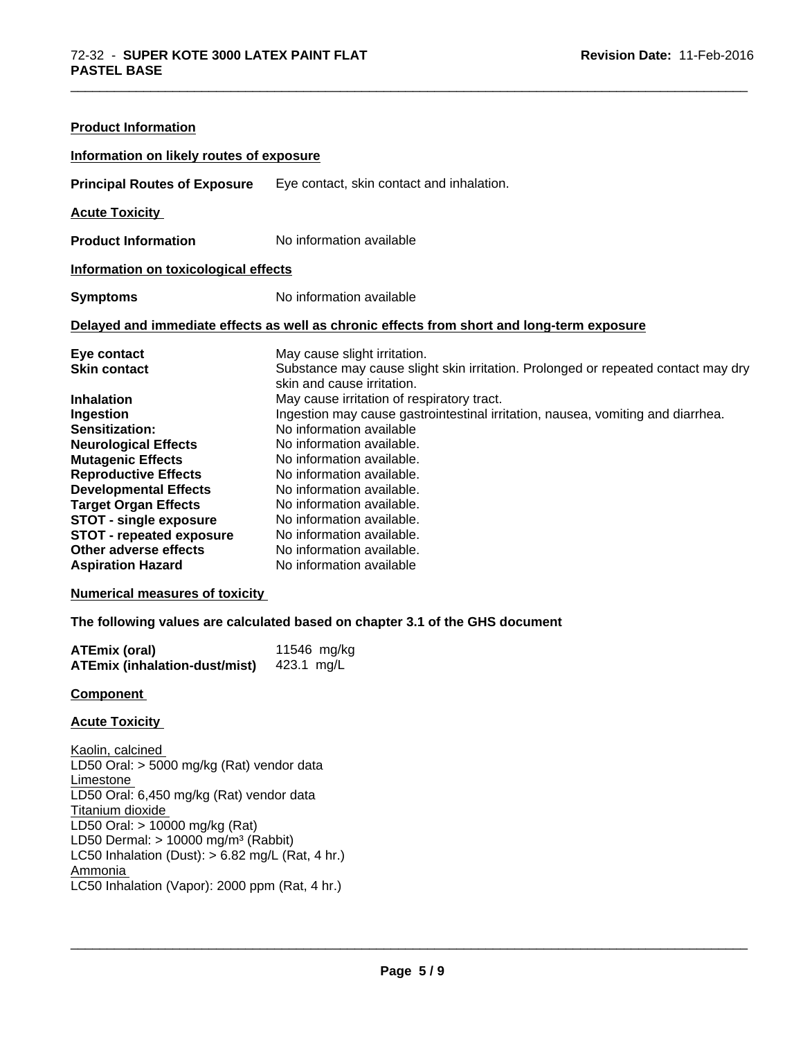**Product Information**

**Information on likely routes of exposure**

**Principal Routes of Exposure** Eye contact, skin contact and inhalation.

**Acute Toxicity**

**Product Information** No information available

**Information on toxicological effects**

**Symptoms** No information available

**Delayed and immediate effects as well as chronic effects from short and long-term exposure**

| | |
|---|---|
| **Eye contact** | May cause slight irritation. |
| **Skin contact** | Substance may cause slight skin irritation. Prolonged or repeated contact may dry skin and cause irritation. |
| **Inhalation** | May cause irritation of respiratory tract. |
| **Ingestion** | Ingestion may cause gastrointestinal irritation, nausea, vomiting and diarrhea. |
| **Sensitization:** | No information available |
| **Neurological Effects** | No information available. |
| **Mutagenic Effects** | No information available. |
| **Reproductive Effects** | No information available. |
| **Developmental Effects** | No information available. |
| **Target Organ Effects** | No information available. |
| **STOT - single exposure** | No information available. |
| **STOT - repeated exposure** | No information available. |
| **Other adverse effects** | No information available. |
| **Aspiration Hazard** | No information available |

**Numerical measures of toxicity**

**The following values are calculated based on chapter 3.1 of the GHS document**

| | |
|---|---|
| **ATEmix (oral)** | 11546 mg/kg |
| **ATEmix (inhalation-dust/mist)** | 423.1 mg/L |

**Component**

**Acute Toxicity**

Kaolin, calcined
LD50 Oral: > 5000 mg/kg (Rat) vendor data
Limestone
LD50 Oral: 6,450 mg/kg (Rat) vendor data
Titanium dioxide
LD50 Oral: > 10000 mg/kg (Rat)
LD50 Dermal: > 10000 mg/m$^3$ (Rabbit)
LC50 Inhalation (Dust): > 6.82 mg/L (Rat, 4 hr.)
Ammonia
LC50 Inhalation (Vapor): 2000 ppm (Rat, 4 hr.)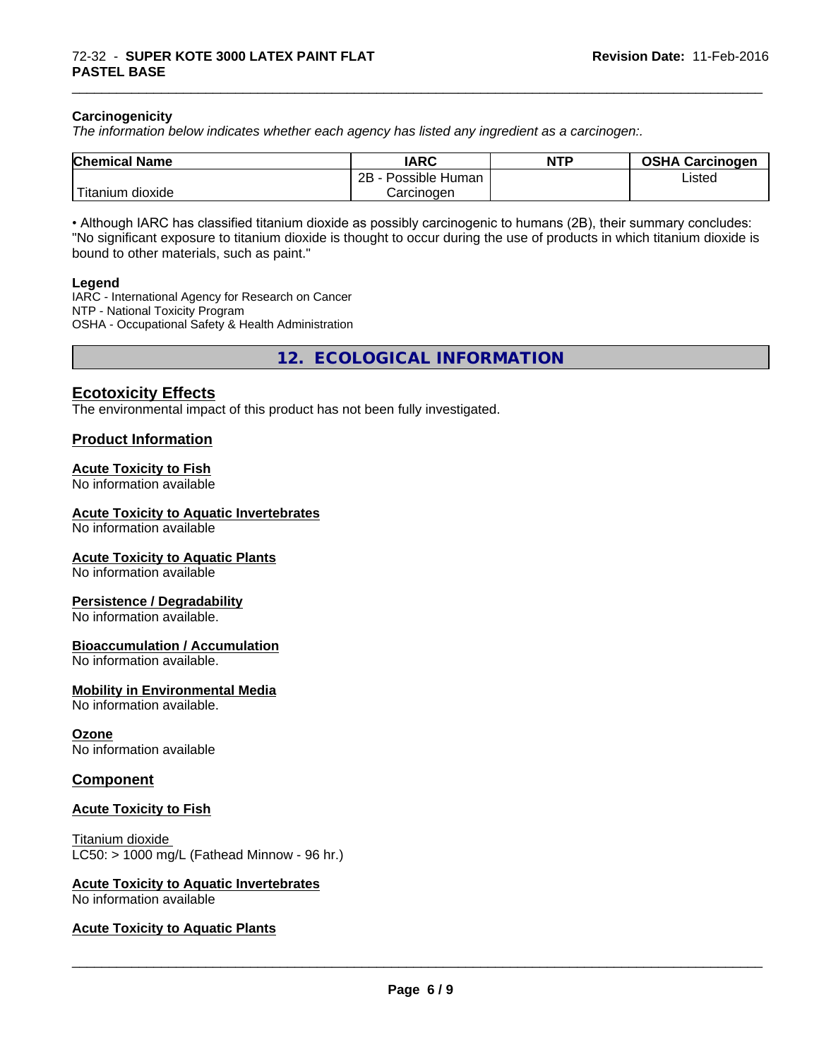### Carcinogenicity

*The information below indicates whether each agency has listed any ingredient as a carcinogen:.*

| Chemical Name | IARC | NTP | OSHA Carcinogen |
|---|---|---|---|
| Titanium dioxide | 2B - Possible Human Carcinogen | | Listed |

• Although IARC has classified titanium dioxide as possibly carcinogenic to humans (2B), their summary concludes: "No significant exposure to titanium dioxide is thought to occur during the use of products in which titanium dioxide is bound to other materials, such as paint."

**Legend**

IARC - International Agency for Research on Cancer
NTP - National Toxicity Program
OSHA - Occupational Safety & Health Administration

## 12. ECOLOGICAL INFORMATION

### Ecotoxicity Effects

The environmental impact of this product has not been fully investigated.

### Product Information

**Acute Toxicity to Fish**
No information available

**Acute Toxicity to Aquatic Invertebrates**
No information available

**Acute Toxicity to Aquatic Plants**
No information available

**Persistence / Degradability**
No information available.

**Bioaccumulation / Accumulation**
No information available.

**Mobility in Environmental Media**
No information available.

**Ozone**
No information available

### Component

**Acute Toxicity to Fish**

Titanium dioxide
LC50: > 1000 mg/L (Fathead Minnow - 96 hr.)

**Acute Toxicity to Aquatic Invertebrates**
No information available

**Acute Toxicity to Aquatic Plants**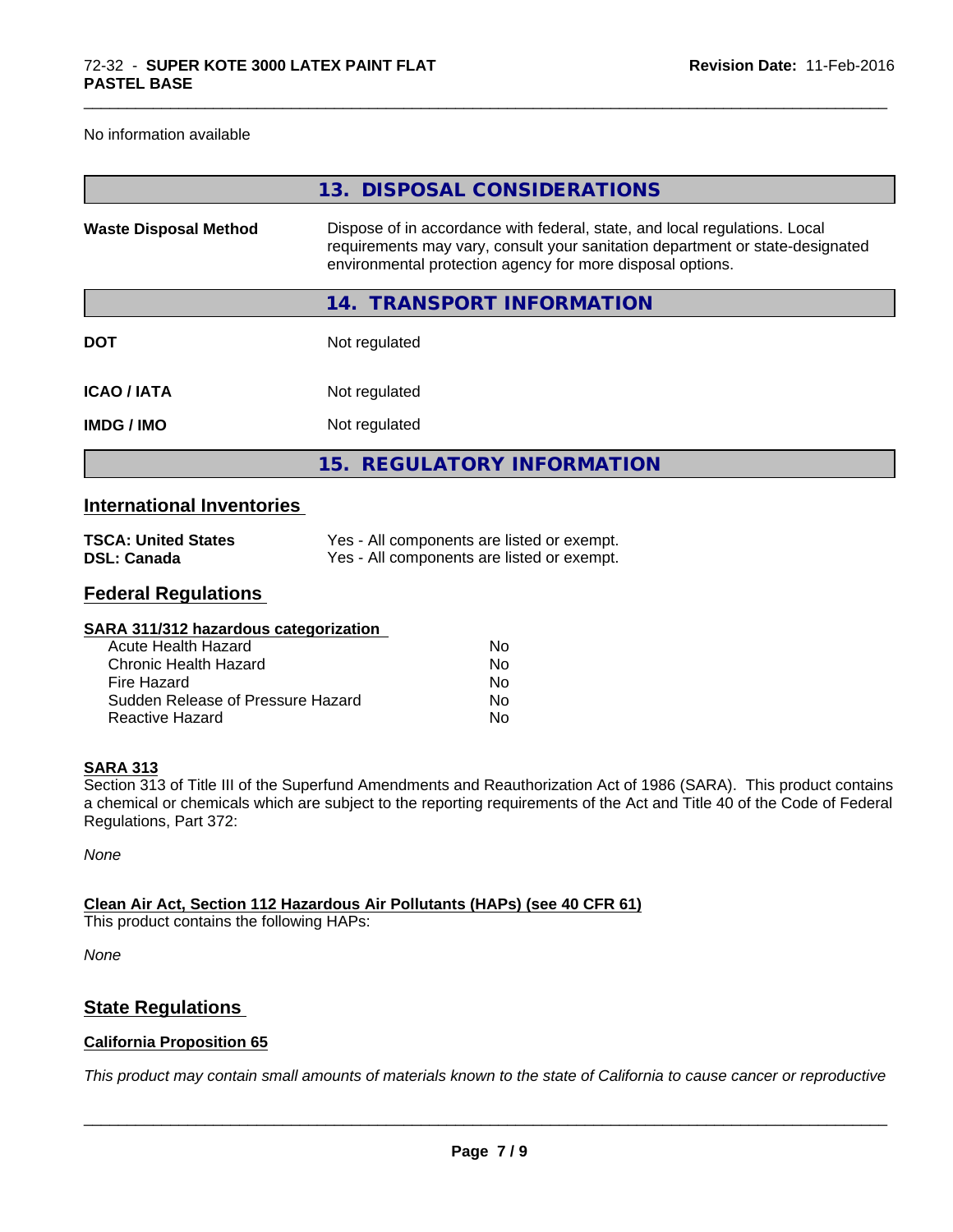No information available

## 13. DISPOSAL CONSIDERATIONS

| | |
|---|---|
| **Waste Disposal Method** | Dispose of in accordance with federal, state, and local regulations. Local requirements may vary, consult your sanitation department or state-designated environmental protection agency for more disposal options. |

## 14. TRANSPORT INFORMATION

| | |
|---|---|
| **DOT** | Not regulated |
| **ICAO / IATA** | Not regulated |
| **IMDG / IMO** | Not regulated |

## 15. REGULATORY INFORMATION

### International Inventories

| | |
|---|---|
| **TSCA: United States** | Yes - All components are listed or exempt. |
| **DSL: Canada** | Yes - All components are listed or exempt. |

### Federal Regulations

**SARA 311/312 hazardous categorization**

| | |
|---|---|
| Acute Health Hazard | No |
| Chronic Health Hazard | No |
| Fire Hazard | No |
| Sudden Release of Pressure Hazard | No |
| Reactive Hazard | No |

**SARA 313**

Section 313 of Title III of the Superfund Amendments and Reauthorization Act of 1986 (SARA). This product contains a chemical or chemicals which are subject to the reporting requirements of the Act and Title 40 of the Code of Federal Regulations, Part 372:

*None*

**Clean Air Act, Section 112 Hazardous Air Pollutants (HAPs) (see 40 CFR 61)**

This product contains the following HAPs:

*None*

### State Regulations

**California Proposition 65**

*This product may contain small amounts of materials known to the state of California to cause cancer or reproductive*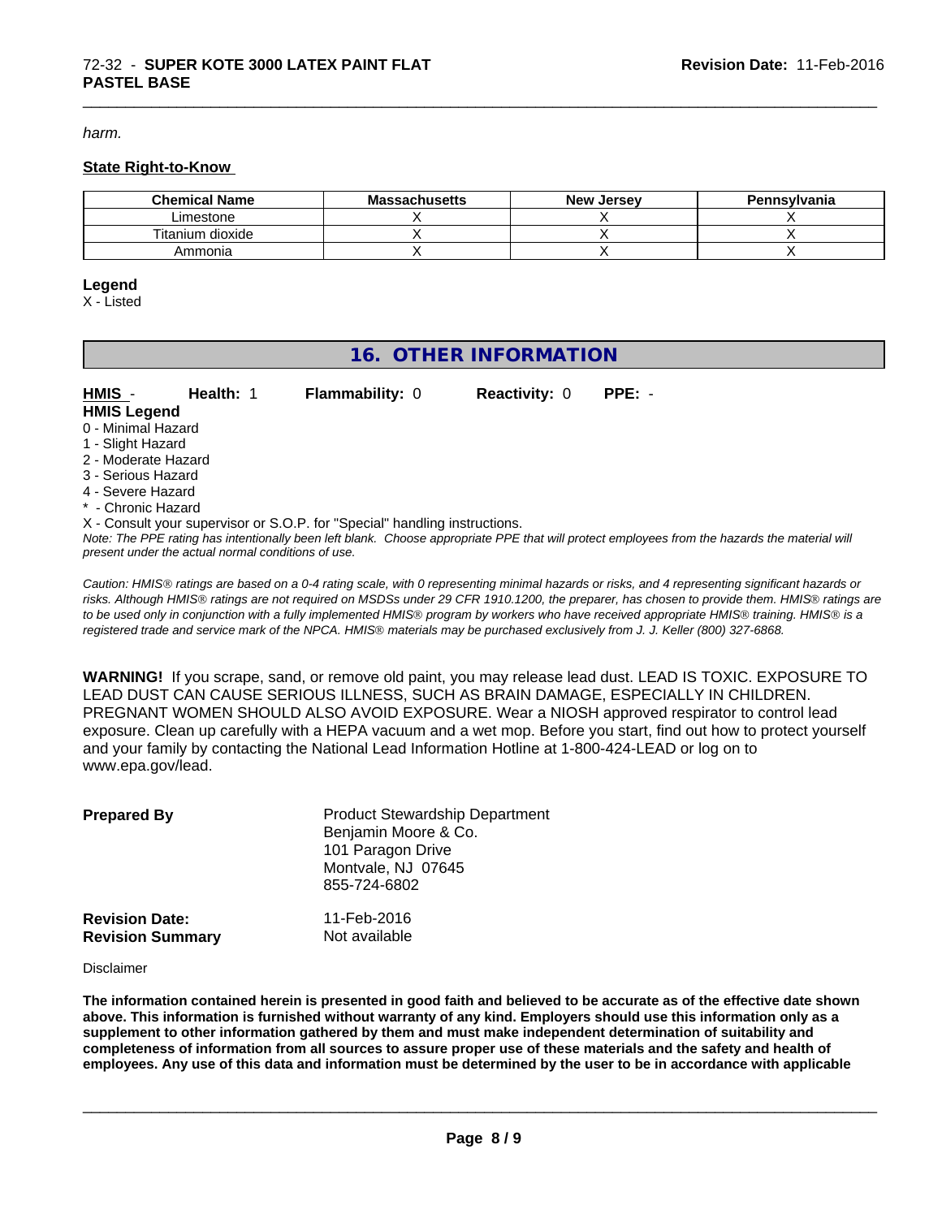*harm.*

**State Right-to-Know**

| Chemical Name | Massachusetts | New Jersey | Pennsylvania |
| --- | --- | --- | --- |
| Limestone | X | X | X |
| Titanium dioxide | X | X | X |
| Ammonia | X | X | X |

**Legend**

X - Listed

## 16. OTHER INFORMATION

**HMIS** - **Health:** 1 **Flammability:** 0 **Reactivity:** 0 **PPE:** -

**HMIS Legend**

0 - Minimal Hazard
1 - Slight Hazard
2 - Moderate Hazard
3 - Serious Hazard
4 - Severe Hazard
* - Chronic Hazard
X - Consult your supervisor or S.O.P. for "Special" handling instructions.

*Note: The PPE rating has intentionally been left blank. Choose appropriate PPE that will protect employees from the hazards the material will present under the actual normal conditions of use.*

*Caution: HMIS® ratings are based on a 0-4 rating scale, with 0 representing minimal hazards or risks, and 4 representing significant hazards or risks. Although HMIS® ratings are not required on MSDSs under 29 CFR 1910.1200, the preparer, has chosen to provide them. HMIS® ratings are to be used only in conjunction with a fully implemented HMIS® program by workers who have received appropriate HMIS® training. HMIS® is a registered trade and service mark of the NPCA. HMIS® materials may be purchased exclusively from J. J. Keller (800) 327-6868.*

**WARNING!** If you scrape, sand, or remove old paint, you may release lead dust. LEAD IS TOXIC. EXPOSURE TO LEAD DUST CAN CAUSE SERIOUS ILLNESS, SUCH AS BRAIN DAMAGE, ESPECIALLY IN CHILDREN. PREGNANT WOMEN SHOULD ALSO AVOID EXPOSURE. Wear a NIOSH approved respirator to control lead exposure. Clean up carefully with a HEPA vacuum and a wet mop. Before you start, find out how to protect yourself and your family by contacting the National Lead Information Hotline at 1-800-424-LEAD or log on to www.epa.gov/lead.

**Prepared By**
Product Stewardship Department
Benjamin Moore & Co.
101 Paragon Drive
Montvale, NJ 07645
855-724-6802

**Revision Date:** 11-Feb-2016
**Revision Summary** Not available

Disclaimer

**The information contained herein is presented in good faith and believed to be accurate as of the effective date shown above. This information is furnished without warranty of any kind. Employers should use this information only as a supplement to other information gathered by them and must make independent determination of suitability and completeness of information from all sources to assure proper use of these materials and the safety and health of employees. Any use of this data and information must be determined by the user to be in accordance with applicable**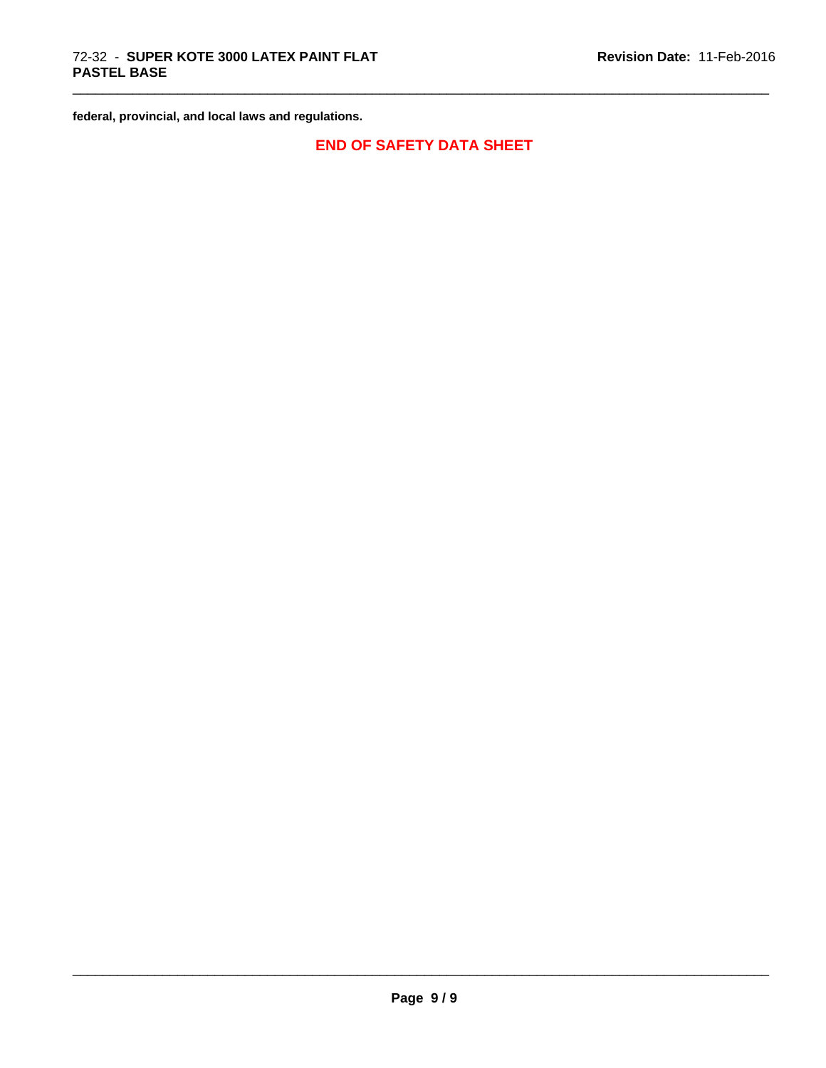**federal, provincial, and local laws and regulations.**

**END OF SAFETY DATA SHEET**